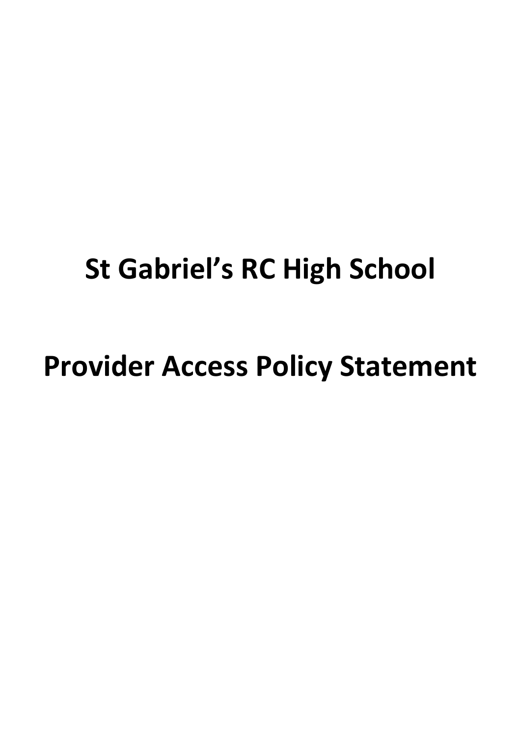# St Gabriel’s RC High School

# Provider Access Policy Statement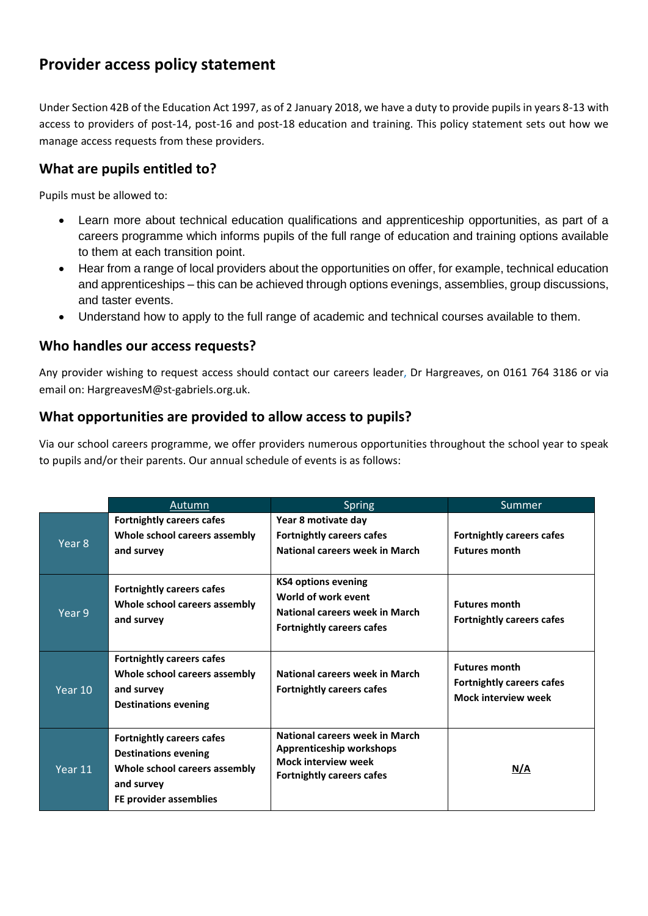## Provider access policy statement

Under Section 42B of the Education Act 1997, as of 2 January 2018, we have a duty to provide pupils in years 8-13 with access to providers of post-14, post-16 and post-18 education and training. This policy statement sets out how we manage access requests from these providers.

### What are pupils entitled to?

Pupils must be allowed to:

- Learn more about technical education qualifications and apprenticeship opportunities, as part of a careers programme which informs pupils of the full range of education and training options available to them at each transition point.
- Hear from a range of local providers about the opportunities on offer, for example, technical education and apprenticeships – this can be achieved through options evenings, assemblies, group discussions, and taster events.
- Understand how to apply to the full range of academic and technical courses available to them.

### Who handles our access requests?

Any provider wishing to request access should contact our careers leader, Dr Hargreaves, on 0161 764 3186 or via email on: HargreavesM@st-gabriels.org.uk.

### What opportunities are provided to allow access to pupils?

Via our school careers programme, we offer providers numerous opportunities throughout the school year to speak to pupils and/or their parents. Our annual schedule of events is as follows:

| | Autumn | Spring | Summer |
|---|---|---|---|
| Year 8 | **Fortnightly careers cafes**<br>**Whole school careers assembly and survey** | **Year 8 motivate day**<br>**Fortnightly careers cafes**<br>**National careers week in March** | **Fortnightly careers cafes**<br>**Futures month** |
| Year 9 | **Fortnightly careers cafes**<br>**Whole school careers assembly and survey** | **KS4 options evening**<br>**World of work event**<br>**National careers week in March**<br>**Fortnightly careers cafes** | **Futures month**<br>**Fortnightly careers cafes** |
| Year 10 | **Fortnightly careers cafes**<br>**Whole school careers assembly and survey**<br>**Destinations evening** | **National careers week in March**<br>**Fortnightly careers cafes** | **Futures month**<br>**Fortnightly careers cafes**<br>**Mock interview week** |
| Year 11 | **Fortnightly careers cafes**<br>**Destinations evening**<br>**Whole school careers assembly and survey**<br>**FE provider assemblies** | **National careers week in March**<br>**Apprenticeship workshops**<br>**Mock interview week**<br>**Fortnightly careers cafes** | **N/A** |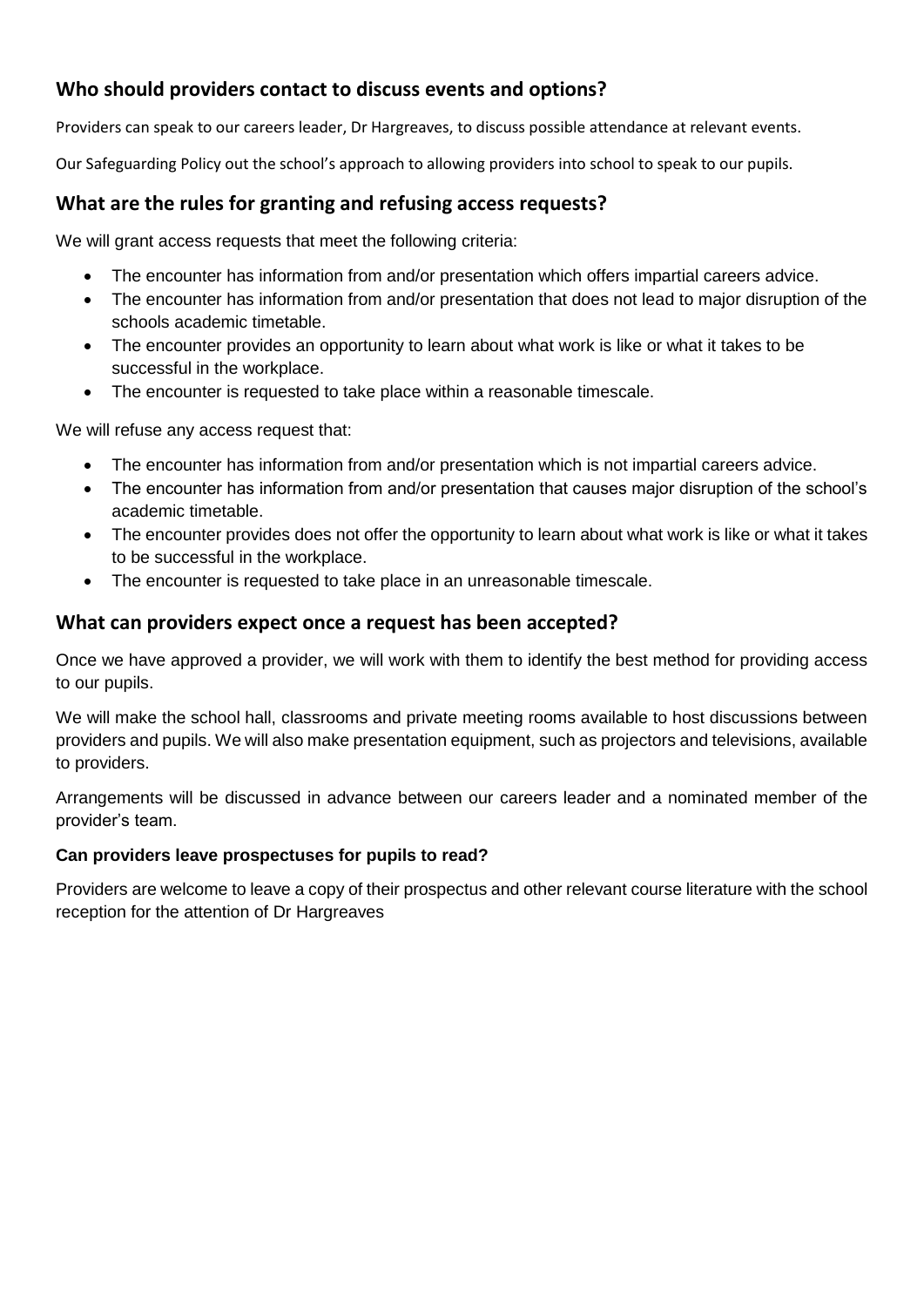## Who should providers contact to discuss events and options?

Providers can speak to our careers leader, Dr Hargreaves, to discuss possible attendance at relevant events.

Our Safeguarding Policy out the school's approach to allowing providers into school to speak to our pupils.

## What are the rules for granting and refusing access requests?

We will grant access requests that meet the following criteria:

- The encounter has information from and/or presentation which offers impartial careers advice.
- The encounter has information from and/or presentation that does not lead to major disruption of the schools academic timetable.
- The encounter provides an opportunity to learn about what work is like or what it takes to be successful in the workplace.
- The encounter is requested to take place within a reasonable timescale.

We will refuse any access request that:

- The encounter has information from and/or presentation which is not impartial careers advice.
- The encounter has information from and/or presentation that causes major disruption of the school's academic timetable.
- The encounter provides does not offer the opportunity to learn about what work is like or what it takes to be successful in the workplace.
- The encounter is requested to take place in an unreasonable timescale.

## What can providers expect once a request has been accepted?

Once we have approved a provider, we will work with them to identify the best method for providing access to our pupils.

We will make the school hall, classrooms and private meeting rooms available to host discussions between providers and pupils. We will also make presentation equipment, such as projectors and televisions, available to providers.

Arrangements will be discussed in advance between our careers leader and a nominated member of the provider's team.

### Can providers leave prospectuses for pupils to read?

Providers are welcome to leave a copy of their prospectus and other relevant course literature with the school reception for the attention of Dr Hargreaves